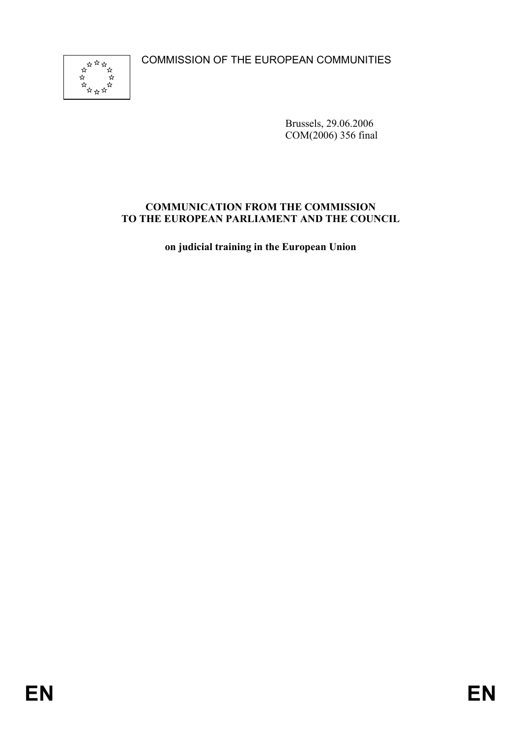COMMISSION OF THE EUROPEAN COMMUNITIES

Brussels, 29.06.2006
COM(2006) 356 final

**COMMUNICATION FROM THE COMMISSION TO THE EUROPEAN PARLIAMENT AND THE COUNCIL**

**on judicial training in the European Union**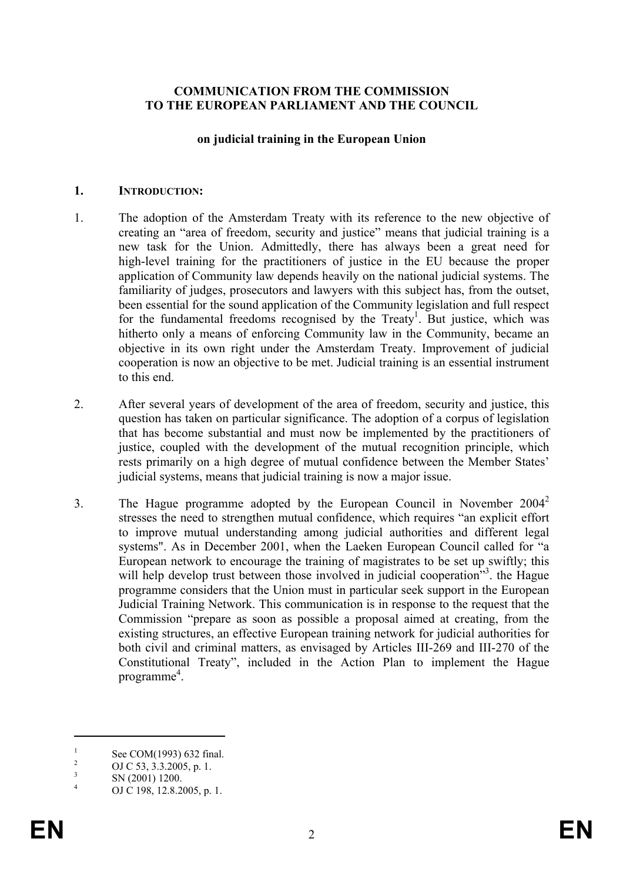**COMMUNICATION FROM THE COMMISSION TO THE EUROPEAN PARLIAMENT AND THE COUNCIL**

**on judicial training in the European Union**

## 1. INTRODUCTION:

1. The adoption of the Amsterdam Treaty with its reference to the new objective of creating an "area of freedom, security and justice" means that judicial training is a new task for the Union. Admittedly, there has always been a great need for high-level training for the practitioners of justice in the EU because the proper application of Community law depends heavily on the national judicial systems. The familiarity of judges, prosecutors and lawyers with this subject has, from the outset, been essential for the sound application of the Community legislation and full respect for the fundamental freedoms recognised by the Treaty[1]. But justice, which was hitherto only a means of enforcing Community law in the Community, became an objective in its own right under the Amsterdam Treaty. Improvement of judicial cooperation is now an objective to be met. Judicial training is an essential instrument to this end.

2. After several years of development of the area of freedom, security and justice, this question has taken on particular significance. The adoption of a corpus of legislation that has become substantial and must now be implemented by the practitioners of justice, coupled with the development of the mutual recognition principle, which rests primarily on a high degree of mutual confidence between the Member States' judicial systems, means that judicial training is now a major issue.

3. The Hague programme adopted by the European Council in November 2004[2] stresses the need to strengthen mutual confidence, which requires "an explicit effort to improve mutual understanding among judicial authorities and different legal systems". As in December 2001, when the Laeken European Council called for "a European network to encourage the training of magistrates to be set up swiftly; this will help develop trust between those involved in judicial cooperation"[3]. the Hague programme considers that the Union must in particular seek support in the European Judicial Training Network. This communication is in response to the request that the Commission "prepare as soon as possible a proposal aimed at creating, from the existing structures, an effective European training network for judicial authorities for both civil and criminal matters, as envisaged by Articles III-269 and III-270 of the Constitutional Treaty", included in the Action Plan to implement the Hague programme[4].

---

[1] See COM(1993) 632 final.

[2] OJ C 53, 3.3.2005, p. 1.

[3] SN (2001) 1200.

[4] OJ C 198, 12.8.2005, p. 1.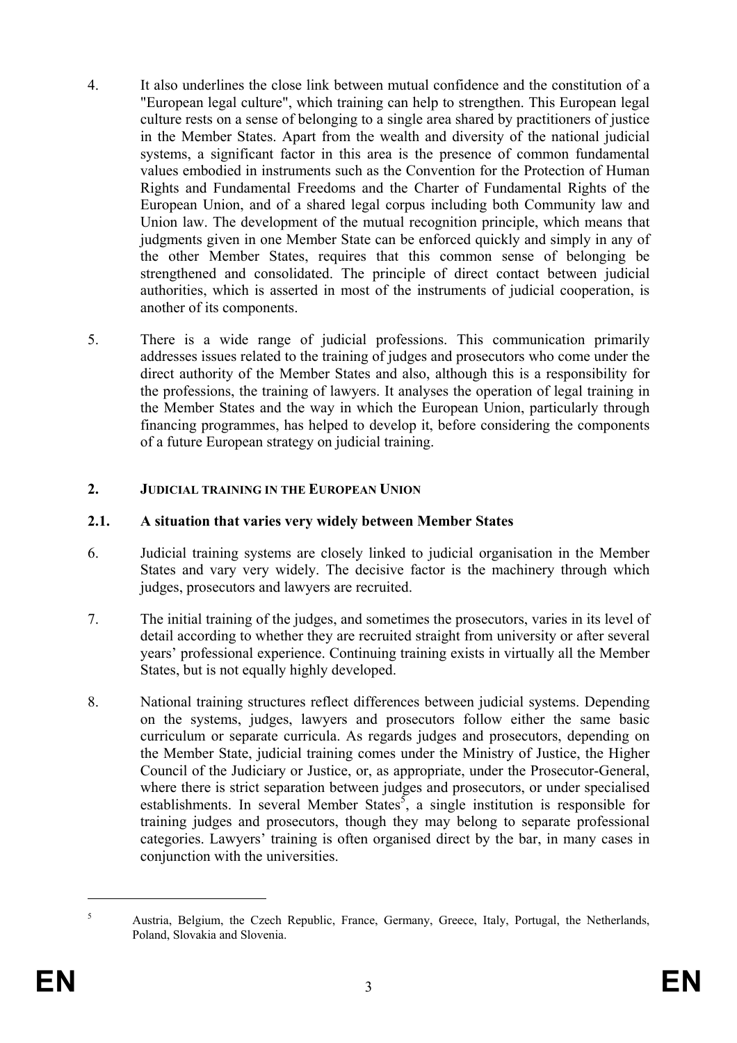4. It also underlines the close link between mutual confidence and the constitution of a "European legal culture", which training can help to strengthen. This European legal culture rests on a sense of belonging to a single area shared by practitioners of justice in the Member States. Apart from the wealth and diversity of the national judicial systems, a significant factor in this area is the presence of common fundamental values embodied in instruments such as the Convention for the Protection of Human Rights and Fundamental Freedoms and the Charter of Fundamental Rights of the European Union, and of a shared legal corpus including both Community law and Union law. The development of the mutual recognition principle, which means that judgments given in one Member State can be enforced quickly and simply in any of the other Member States, requires that this common sense of belonging be strengthened and consolidated. The principle of direct contact between judicial authorities, which is asserted in most of the instruments of judicial cooperation, is another of its components.

5. There is a wide range of judicial professions. This communication primarily addresses issues related to the training of judges and prosecutors who come under the direct authority of the Member States and also, although this is a responsibility for the professions, the training of lawyers. It analyses the operation of legal training in the Member States and the way in which the European Union, particularly through financing programmes, has helped to develop it, before considering the components of a future European strategy on judicial training.

## 2. JUDICIAL TRAINING IN THE EUROPEAN UNION

### 2.1. A situation that varies very widely between Member States

6. Judicial training systems are closely linked to judicial organisation in the Member States and vary very widely. The decisive factor is the machinery through which judges, prosecutors and lawyers are recruited.

7. The initial training of the judges, and sometimes the prosecutors, varies in its level of detail according to whether they are recruited straight from university or after several years' professional experience. Continuing training exists in virtually all the Member States, but is not equally highly developed.

8. National training structures reflect differences between judicial systems. Depending on the systems, judges, lawyers and prosecutors follow either the same basic curriculum or separate curricula. As regards judges and prosecutors, depending on the Member State, judicial training comes under the Ministry of Justice, the Higher Council of the Judiciary or Justice, or, as appropriate, under the Prosecutor-General, where there is strict separation between judges and prosecutors, or under specialised establishments. In several Member States[5], a single institution is responsible for training judges and prosecutors, though they may belong to separate professional categories. Lawyers' training is often organised direct by the bar, in many cases in conjunction with the universities.

---

[5] Austria, Belgium, the Czech Republic, France, Germany, Greece, Italy, Portugal, the Netherlands, Poland, Slovakia and Slovenia.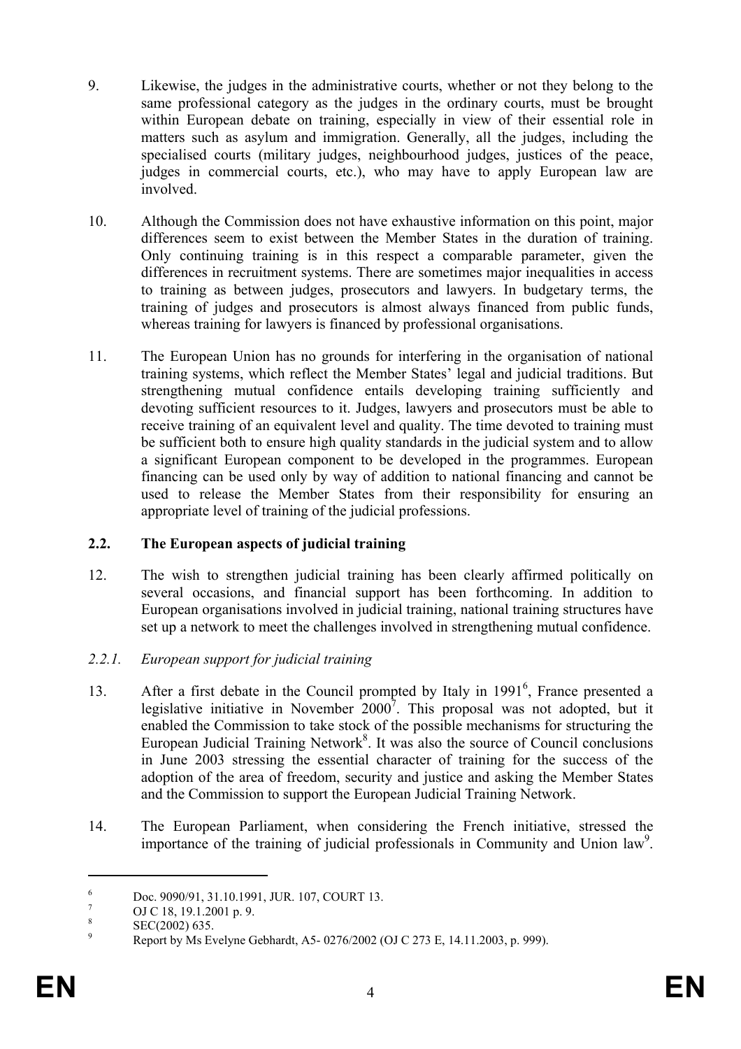9. Likewise, the judges in the administrative courts, whether or not they belong to the same professional category as the judges in the ordinary courts, must be brought within European debate on training, especially in view of their essential role in matters such as asylum and immigration. Generally, all the judges, including the specialised courts (military judges, neighbourhood judges, justices of the peace, judges in commercial courts, etc.), who may have to apply European law are involved.

10. Although the Commission does not have exhaustive information on this point, major differences seem to exist between the Member States in the duration of training. Only continuing training is in this respect a comparable parameter, given the differences in recruitment systems. There are sometimes major inequalities in access to training as between judges, prosecutors and lawyers. In budgetary terms, the training of judges and prosecutors is almost always financed from public funds, whereas training for lawyers is financed by professional organisations.

11. The European Union has no grounds for interfering in the organisation of national training systems, which reflect the Member States' legal and judicial traditions. But strengthening mutual confidence entails developing training sufficiently and devoting sufficient resources to it. Judges, lawyers and prosecutors must be able to receive training of an equivalent level and quality. The time devoted to training must be sufficient both to ensure high quality standards in the judicial system and to allow a significant European component to be developed in the programmes. European financing can be used only by way of addition to national financing and cannot be used to release the Member States from their responsibility for ensuring an appropriate level of training of the judicial professions.

## 2.2. The European aspects of judicial training

12. The wish to strengthen judicial training has been clearly affirmed politically on several occasions, and financial support has been forthcoming. In addition to European organisations involved in judicial training, national training structures have set up a network to meet the challenges involved in strengthening mutual confidence.

### *2.2.1. European support for judicial training*

13. After a first debate in the Council prompted by Italy in 1991[6], France presented a legislative initiative in November 2000[7]. This proposal was not adopted, but it enabled the Commission to take stock of the possible mechanisms for structuring the European Judicial Training Network[8]. It was also the source of Council conclusions in June 2003 stressing the essential character of training for the success of the adoption of the area of freedom, security and justice and asking the Member States and the Commission to support the European Judicial Training Network.

14. The European Parliament, when considering the French initiative, stressed the importance of the training of judicial professionals in Community and Union law[9].

---

[6] Doc. 9090/91, 31.10.1991, JUR. 107, COURT 13.

[7] OJ C 18, 19.1.2001 p. 9.

[8] SEC(2002) 635.

[9] Report by Ms Evelyne Gebhardt, A5- 0276/2002 (OJ C 273 E, 14.11.2003, p. 999).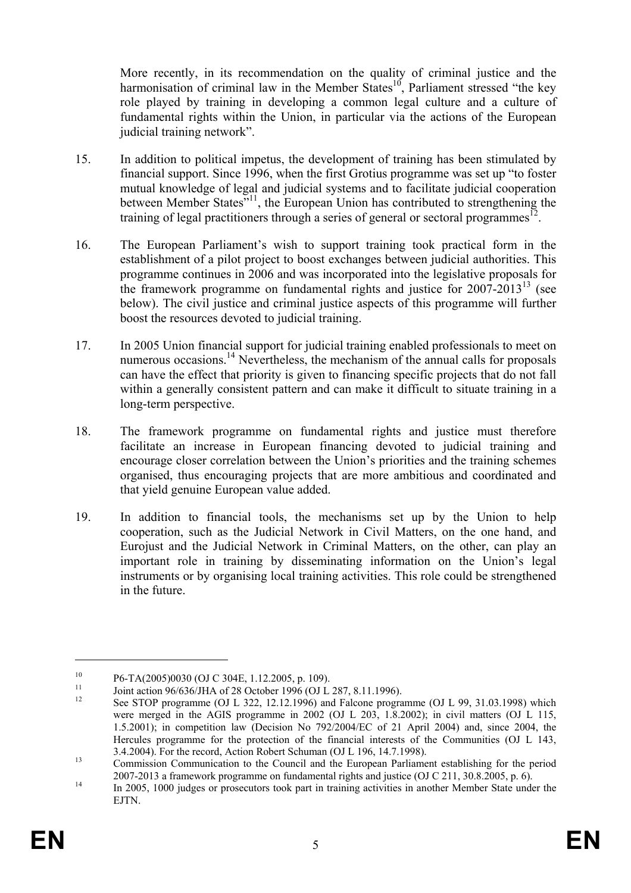More recently, in its recommendation on the quality of criminal justice and the harmonisation of criminal law in the Member States[10], Parliament stressed "the key role played by training in developing a common legal culture and a culture of fundamental rights within the Union, in particular via the actions of the European judicial training network".

15. In addition to political impetus, the development of training has been stimulated by financial support. Since 1996, when the first Grotius programme was set up "to foster mutual knowledge of legal and judicial systems and to facilitate judicial cooperation between Member States"[11], the European Union has contributed to strengthening the training of legal practitioners through a series of general or sectoral programmes[12].

16. The European Parliament's wish to support training took practical form in the establishment of a pilot project to boost exchanges between judicial authorities. This programme continues in 2006 and was incorporated into the legislative proposals for the framework programme on fundamental rights and justice for 2007-2013[13] (see below). The civil justice and criminal justice aspects of this programme will further boost the resources devoted to judicial training.

17. In 2005 Union financial support for judicial training enabled professionals to meet on numerous occasions.[14] Nevertheless, the mechanism of the annual calls for proposals can have the effect that priority is given to financing specific projects that do not fall within a generally consistent pattern and can make it difficult to situate training in a long-term perspective.

18. The framework programme on fundamental rights and justice must therefore facilitate an increase in European financing devoted to judicial training and encourage closer correlation between the Union's priorities and the training schemes organised, thus encouraging projects that are more ambitious and coordinated and that yield genuine European value added.

19. In addition to financial tools, the mechanisms set up by the Union to help cooperation, such as the Judicial Network in Civil Matters, on the one hand, and Eurojust and the Judicial Network in Criminal Matters, on the other, can play an important role in training by disseminating information on the Union's legal instruments or by organising local training activities. This role could be strengthened in the future.

---

[10] P6-TA(2005)0030 (OJ C 304E, 1.12.2005, p. 109).

[11] Joint action 96/636/JHA of 28 October 1996 (OJ L 287, 8.11.1996).

[12] See STOP programme (OJ L 322, 12.12.1996) and Falcone programme (OJ L 99, 31.03.1998) which were merged in the AGIS programme in 2002 (OJ L 203, 1.8.2002); in civil matters (OJ L 115, 1.5.2001); in competition law (Decision No 792/2004/EC of 21 April 2004) and, since 2004, the Hercules programme for the protection of the financial interests of the Communities (OJ L 143, 3.4.2004). For the record, Action Robert Schuman (OJ L 196, 14.7.1998).

[13] Commission Communication to the Council and the European Parliament establishing for the period 2007-2013 a framework programme on fundamental rights and justice (OJ C 211, 30.8.2005, p. 6).

[14] In 2005, 1000 judges or prosecutors took part in training activities in another Member State under the EJTN.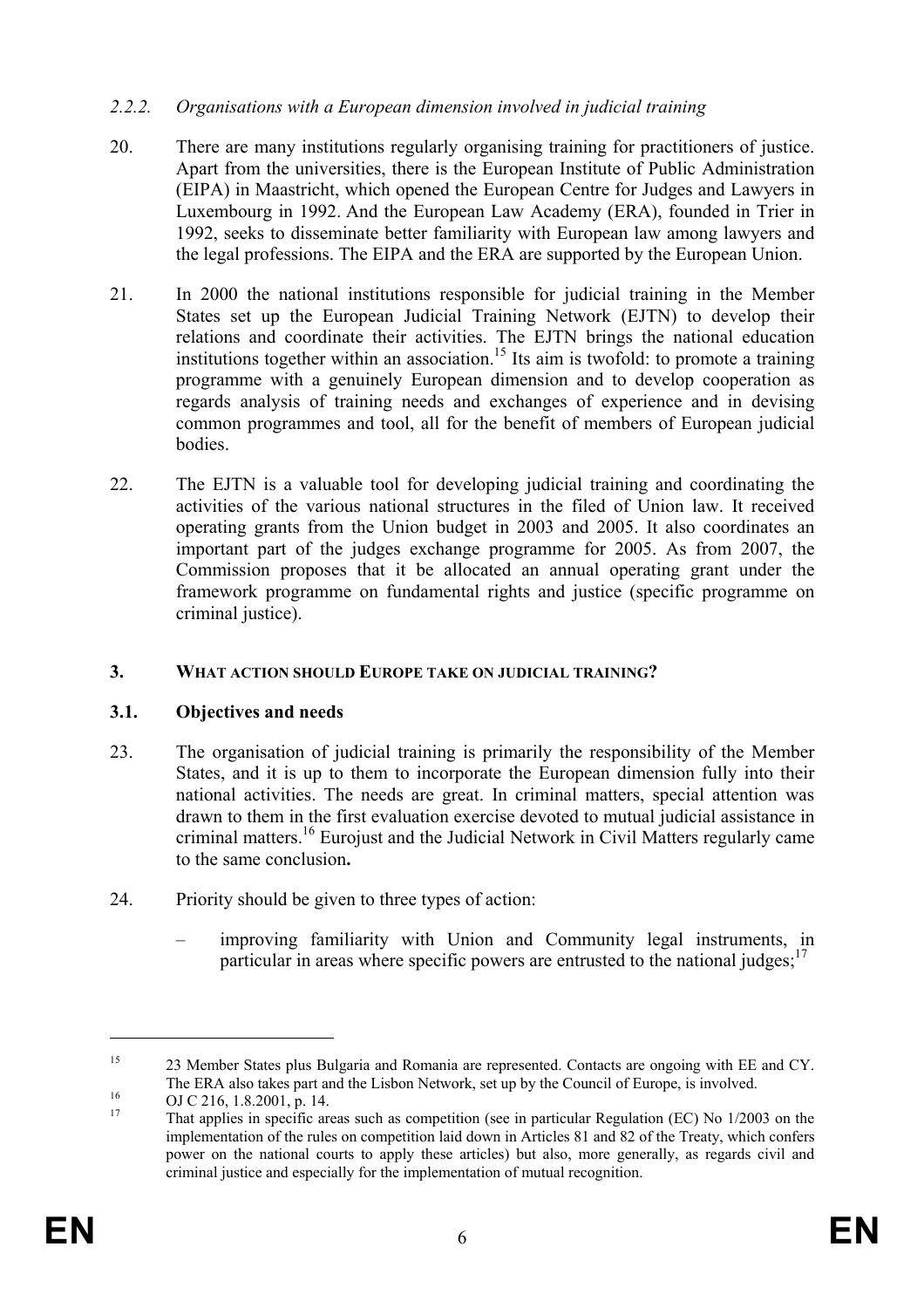#### *2.2.2. Organisations with a European dimension involved in judicial training*

20. There are many institutions regularly organising training for practitioners of justice. Apart from the universities, there is the European Institute of Public Administration (EIPA) in Maastricht, which opened the European Centre for Judges and Lawyers in Luxembourg in 1992. And the European Law Academy (ERA), founded in Trier in 1992, seeks to disseminate better familiarity with European law among lawyers and the legal professions. The EIPA and the ERA are supported by the European Union.

21. In 2000 the national institutions responsible for judicial training in the Member States set up the European Judicial Training Network (EJTN) to develop their relations and coordinate their activities. The EJTN brings the national education institutions together within an association.[15] Its aim is twofold: to promote a training programme with a genuinely European dimension and to develop cooperation as regards analysis of training needs and exchanges of experience and in devising common programmes and tool, all for the benefit of members of European judicial bodies.

22. The EJTN is a valuable tool for developing judicial training and coordinating the activities of the various national structures in the filed of Union law. It received operating grants from the Union budget in 2003 and 2005. It also coordinates an important part of the judges exchange programme for 2005. As from 2007, the Commission proposes that it be allocated an annual operating grant under the framework programme on fundamental rights and justice (specific programme on criminal justice).

## 3. WHAT ACTION SHOULD EUROPE TAKE ON JUDICIAL TRAINING?

### 3.1. Objectives and needs

23. The organisation of judicial training is primarily the responsibility of the Member States, and it is up to them to incorporate the European dimension fully into their national activities. The needs are great. In criminal matters, special attention was drawn to them in the first evaluation exercise devoted to mutual judicial assistance in criminal matters.[16] Eurojust and the Judicial Network in Civil Matters regularly came to the same conclusion**.**

24. Priority should be given to three types of action:

   – improving familiarity with Union and Community legal instruments, in particular in areas where specific powers are entrusted to the national judges;[17]

---

[15] 23 Member States plus Bulgaria and Romania are represented. Contacts are ongoing with EE and CY. The ERA also takes part and the Lisbon Network, set up by the Council of Europe, is involved.

[16] OJ C 216, 1.8.2001, p. 14.

[17] That applies in specific areas such as competition (see in particular Regulation (EC) No 1/2003 on the implementation of the rules on competition laid down in Articles 81 and 82 of the Treaty, which confers power on the national courts to apply these articles) but also, more generally, as regards civil and criminal justice and especially for the implementation of mutual recognition.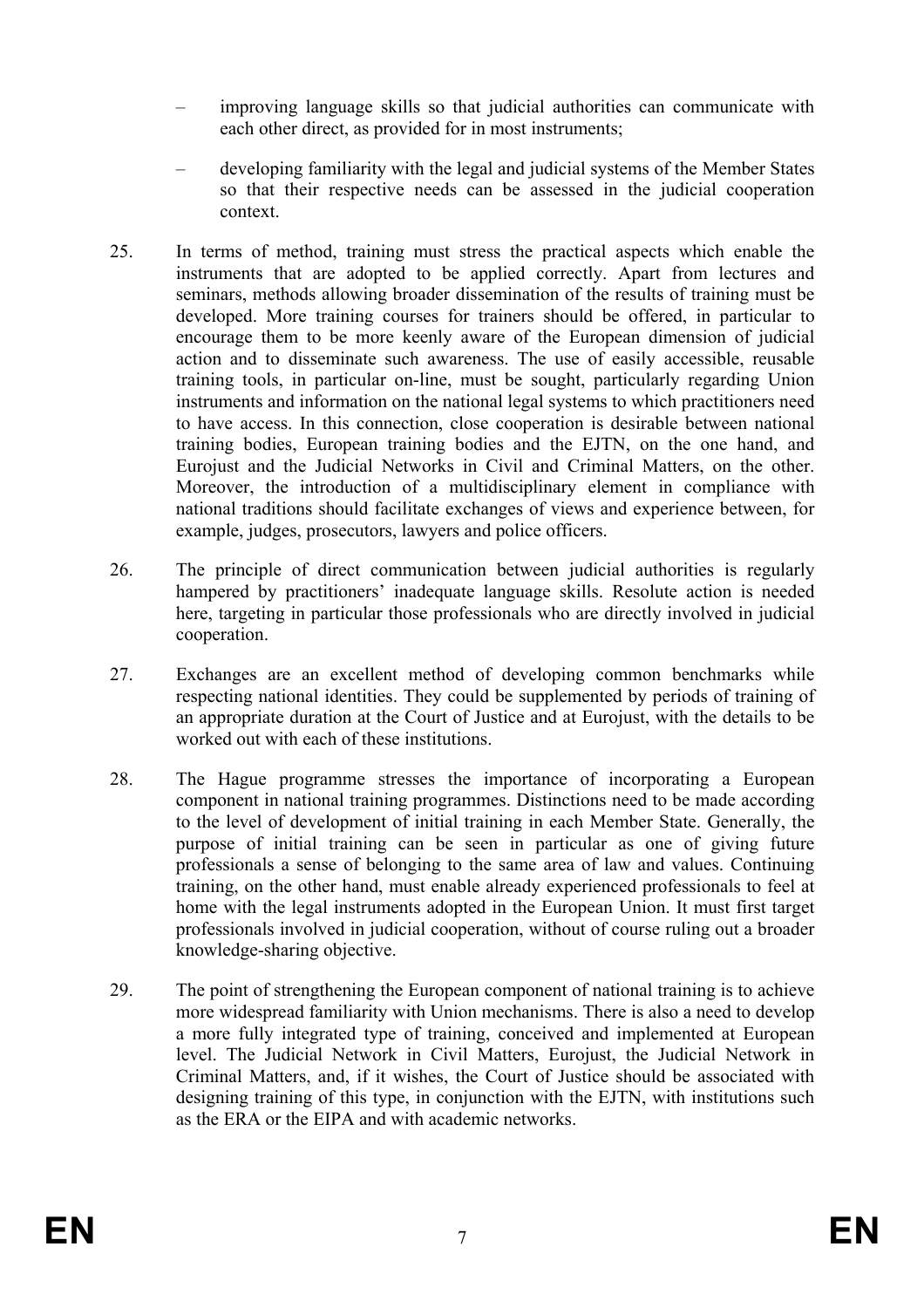- improving language skills so that judicial authorities can communicate with each other direct, as provided for in most instruments;
- developing familiarity with the legal and judicial systems of the Member States so that their respective needs can be assessed in the judicial cooperation context.

25. In terms of method, training must stress the practical aspects which enable the instruments that are adopted to be applied correctly. Apart from lectures and seminars, methods allowing broader dissemination of the results of training must be developed. More training courses for trainers should be offered, in particular to encourage them to be more keenly aware of the European dimension of judicial action and to disseminate such awareness. The use of easily accessible, reusable training tools, in particular on-line, must be sought, particularly regarding Union instruments and information on the national legal systems to which practitioners need to have access. In this connection, close cooperation is desirable between national training bodies, European training bodies and the EJTN, on the one hand, and Eurojust and the Judicial Networks in Civil and Criminal Matters, on the other. Moreover, the introduction of a multidisciplinary element in compliance with national traditions should facilitate exchanges of views and experience between, for example, judges, prosecutors, lawyers and police officers.

26. The principle of direct communication between judicial authorities is regularly hampered by practitioners' inadequate language skills. Resolute action is needed here, targeting in particular those professionals who are directly involved in judicial cooperation.

27. Exchanges are an excellent method of developing common benchmarks while respecting national identities. They could be supplemented by periods of training of an appropriate duration at the Court of Justice and at Eurojust, with the details to be worked out with each of these institutions.

28. The Hague programme stresses the importance of incorporating a European component in national training programmes. Distinctions need to be made according to the level of development of initial training in each Member State. Generally, the purpose of initial training can be seen in particular as one of giving future professionals a sense of belonging to the same area of law and values. Continuing training, on the other hand, must enable already experienced professionals to feel at home with the legal instruments adopted in the European Union. It must first target professionals involved in judicial cooperation, without of course ruling out a broader knowledge-sharing objective.

29. The point of strengthening the European component of national training is to achieve more widespread familiarity with Union mechanisms. There is also a need to develop a more fully integrated type of training, conceived and implemented at European level. The Judicial Network in Civil Matters, Eurojust, the Judicial Network in Criminal Matters, and, if it wishes, the Court of Justice should be associated with designing training of this type, in conjunction with the EJTN, with institutions such as the ERA or the EIPA and with academic networks.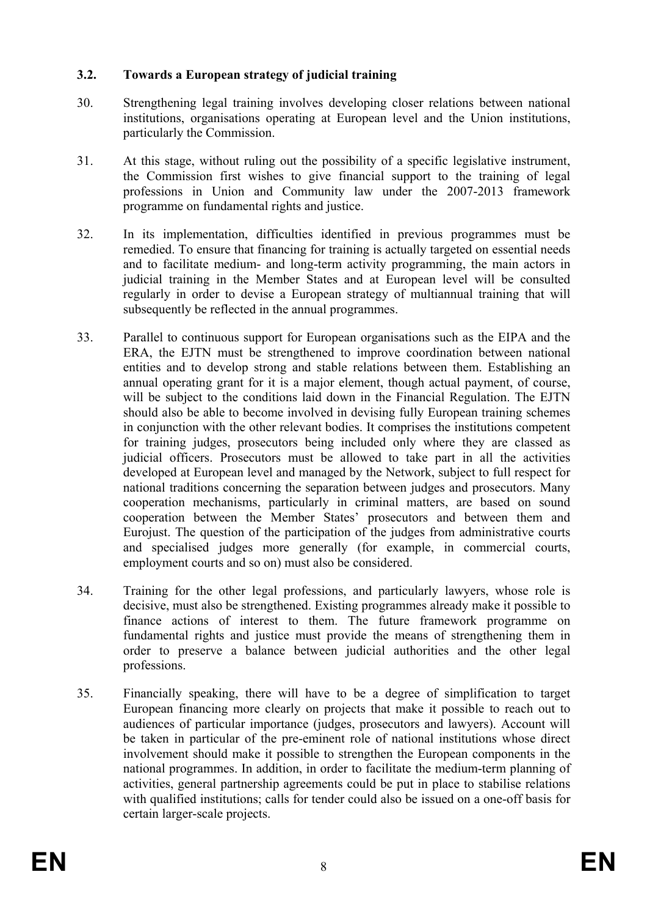### 3.2. Towards a European strategy of judicial training

30. Strengthening legal training involves developing closer relations between national institutions, organisations operating at European level and the Union institutions, particularly the Commission.

31. At this stage, without ruling out the possibility of a specific legislative instrument, the Commission first wishes to give financial support to the training of legal professions in Union and Community law under the 2007-2013 framework programme on fundamental rights and justice.

32. In its implementation, difficulties identified in previous programmes must be remedied. To ensure that financing for training is actually targeted on essential needs and to facilitate medium- and long-term activity programming, the main actors in judicial training in the Member States and at European level will be consulted regularly in order to devise a European strategy of multiannual training that will subsequently be reflected in the annual programmes.

33. Parallel to continuous support for European organisations such as the EIPA and the ERA, the EJTN must be strengthened to improve coordination between national entities and to develop strong and stable relations between them. Establishing an annual operating grant for it is a major element, though actual payment, of course, will be subject to the conditions laid down in the Financial Regulation. The EJTN should also be able to become involved in devising fully European training schemes in conjunction with the other relevant bodies. It comprises the institutions competent for training judges, prosecutors being included only where they are classed as judicial officers. Prosecutors must be allowed to take part in all the activities developed at European level and managed by the Network, subject to full respect for national traditions concerning the separation between judges and prosecutors. Many cooperation mechanisms, particularly in criminal matters, are based on sound cooperation between the Member States' prosecutors and between them and Eurojust. The question of the participation of the judges from administrative courts and specialised judges more generally (for example, in commercial courts, employment courts and so on) must also be considered.

34. Training for the other legal professions, and particularly lawyers, whose role is decisive, must also be strengthened. Existing programmes already make it possible to finance actions of interest to them. The future framework programme on fundamental rights and justice must provide the means of strengthening them in order to preserve a balance between judicial authorities and the other legal professions.

35. Financially speaking, there will have to be a degree of simplification to target European financing more clearly on projects that make it possible to reach out to audiences of particular importance (judges, prosecutors and lawyers). Account will be taken in particular of the pre-eminent role of national institutions whose direct involvement should make it possible to strengthen the European components in the national programmes. In addition, in order to facilitate the medium-term planning of activities, general partnership agreements could be put in place to stabilise relations with qualified institutions; calls for tender could also be issued on a one-off basis for certain larger-scale projects.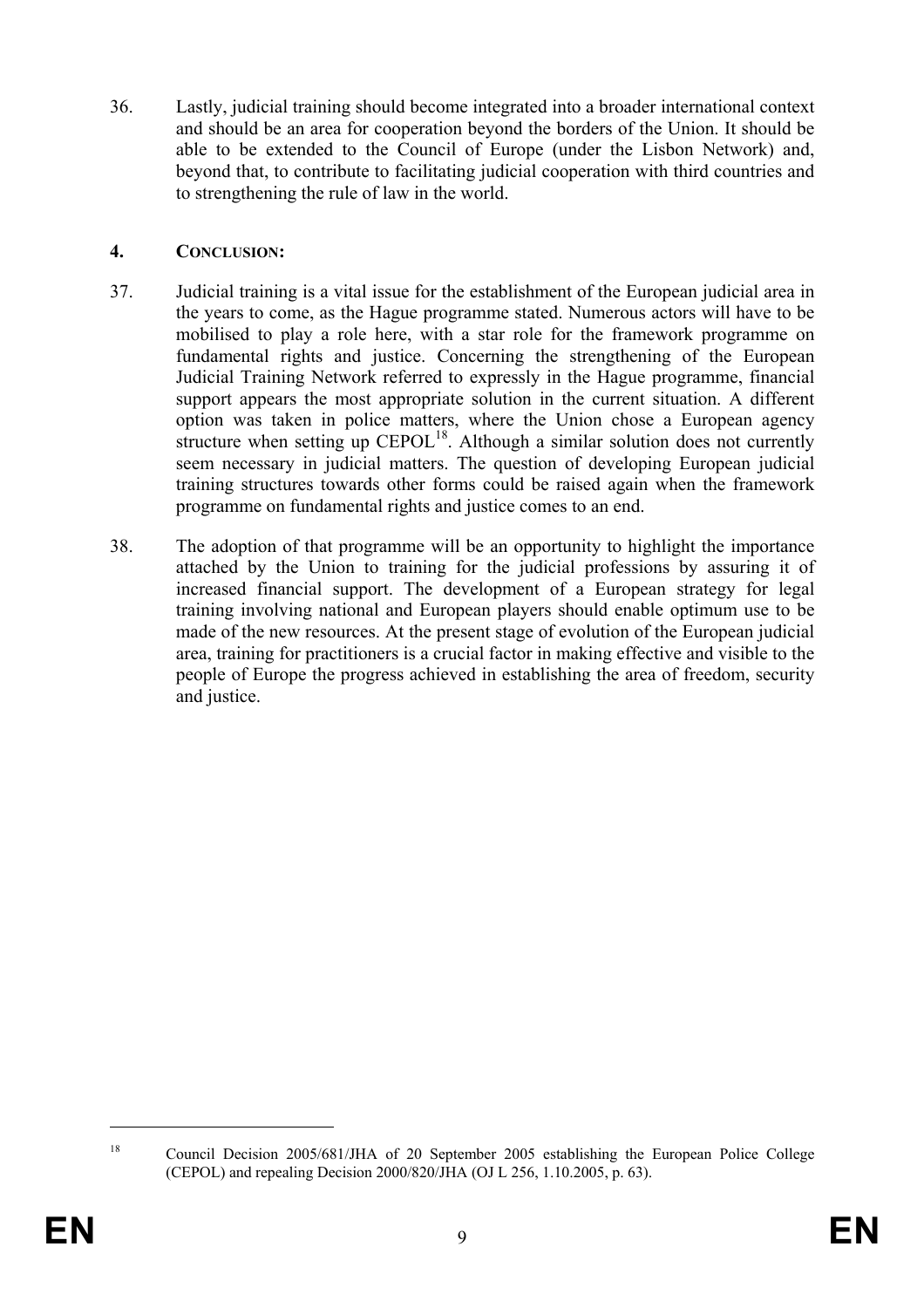36. Lastly, judicial training should become integrated into a broader international context and should be an area for cooperation beyond the borders of the Union. It should be able to be extended to the Council of Europe (under the Lisbon Network) and, beyond that, to contribute to facilitating judicial cooperation with third countries and to strengthening the rule of law in the world.

## 4. CONCLUSION:

37. Judicial training is a vital issue for the establishment of the European judicial area in the years to come, as the Hague programme stated. Numerous actors will have to be mobilised to play a role here, with a star role for the framework programme on fundamental rights and justice. Concerning the strengthening of the European Judicial Training Network referred to expressly in the Hague programme, financial support appears the most appropriate solution in the current situation. A different option was taken in police matters, where the Union chose a European agency structure when setting up CEPOL[18]. Although a similar solution does not currently seem necessary in judicial matters. The question of developing European judicial training structures towards other forms could be raised again when the framework programme on fundamental rights and justice comes to an end.

38. The adoption of that programme will be an opportunity to highlight the importance attached by the Union to training for the judicial professions by assuring it of increased financial support. The development of a European strategy for legal training involving national and European players should enable optimum use to be made of the new resources. At the present stage of evolution of the European judicial area, training for practitioners is a crucial factor in making effective and visible to the people of Europe the progress achieved in establishing the area of freedom, security and justice.

---

[18] Council Decision 2005/681/JHA of 20 September 2005 establishing the European Police College (CEPOL) and repealing Decision 2000/820/JHA (OJ L 256, 1.10.2005, p. 63).